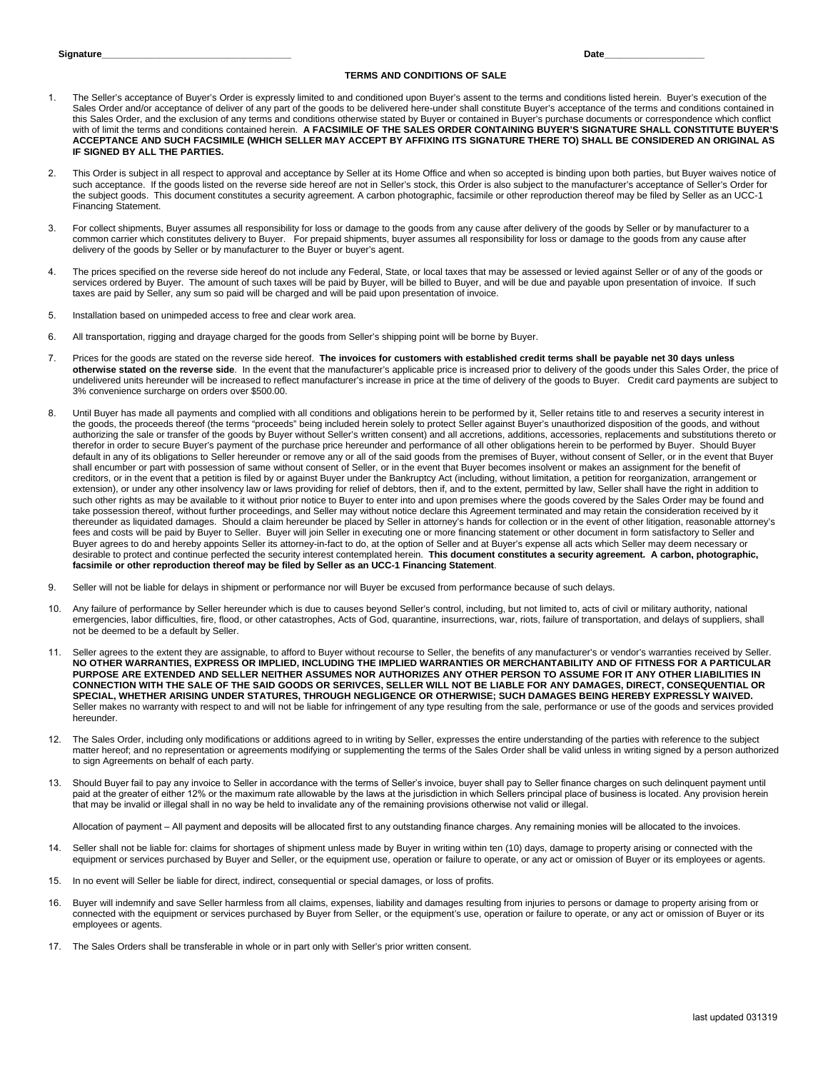Signature____________________________________ Date___________________

# TERMS AND CONDITIONS OF SALE

1. The Seller's acceptance of Buyer's Order is expressly limited to and conditioned upon Buyer's assent to the terms and conditions listed herein. Buyer's execution of the Sales Order and/or acceptance of deliver of any part of the goods to be delivered here-under shall constitute Buyer's acceptance of the terms and conditions contained in this Sales Order, and the exclusion of any terms and conditions otherwise stated by Buyer or contained in Buyer's purchase documents or correspondence which conflict with of limit the terms and conditions contained herein. **A FACSIMILE OF THE SALES ORDER CONTAINING BUYER'S SIGNATURE SHALL CONSTITUTE BUYER'S ACCEPTANCE AND SUCH FACSIMILE (WHICH SELLER MAY ACCEPT BY AFFIXING ITS SIGNATURE THERE TO) SHALL BE CONSIDERED AN ORIGINAL AS IF SIGNED BY ALL THE PARTIES.**

2. This Order is subject in all respect to approval and acceptance by Seller at its Home Office and when so accepted is binding upon both parties, but Buyer waives notice of such acceptance. If the goods listed on the reverse side hereof are not in Seller's stock, this Order is also subject to the manufacturer's acceptance of Seller's Order for the subject goods. This document constitutes a security agreement. A carbon photographic, facsimile or other reproduction thereof may be filed by Seller as an UCC-1 Financing Statement.

3. For collect shipments, Buyer assumes all responsibility for loss or damage to the goods from any cause after delivery of the goods by Seller or by manufacturer to a common carrier which constitutes delivery to Buyer. For prepaid shipments, buyer assumes all responsibility for loss or damage to the goods from any cause after delivery of the goods by Seller or by manufacturer to the Buyer or buyer's agent.

4. The prices specified on the reverse side hereof do not include any Federal, State, or local taxes that may be assessed or levied against Seller or of any of the goods or services ordered by Buyer. The amount of such taxes will be paid by Buyer, will be billed to Buyer, and will be due and payable upon presentation of invoice. If such taxes are paid by Seller, any sum so paid will be charged and will be paid upon presentation of invoice.

5. Installation based on unimpeded access to free and clear work area.

6. All transportation, rigging and drayage charged for the goods from Seller's shipping point will be borne by Buyer.

7. Prices for the goods are stated on the reverse side hereof. **The invoices for customers with established credit terms shall be payable net 30 days unless otherwise stated on the reverse side**. In the event that the manufacturer's applicable price is increased prior to delivery of the goods under this Sales Order, the price of undelivered units hereunder will be increased to reflect manufacturer's increase in price at the time of delivery of the goods to Buyer. Credit card payments are subject to 3% convenience surcharge on orders over $500.00.

8. Until Buyer has made all payments and complied with all conditions and obligations herein to be performed by it, Seller retains title to and reserves a security interest in the goods, the proceeds thereof (the terms "proceeds" being included herein solely to protect Seller against Buyer's unauthorized disposition of the goods, and without authorizing the sale or transfer of the goods by Buyer without Seller's written consent) and all accretions, additions, accessories, replacements and substitutions thereto or therefor in order to secure Buyer's payment of the purchase price hereunder and performance of all other obligations herein to be performed by Buyer. Should Buyer default in any of its obligations to Seller hereunder or remove any or all of the said goods from the premises of Buyer, without consent of Seller, or in the event that Buyer shall encumber or part with possession of same without consent of Seller, or in the event that Buyer becomes insolvent or makes an assignment for the benefit of creditors, or in the event that a petition is filed by or against Buyer under the Bankruptcy Act (including, without limitation, a petition for reorganization, arrangement or extension), or under any other insolvency law or laws providing for relief of debtors, then if, and to the extent, permitted by law, Seller shall have the right in addition to such other rights as may be available to it without prior notice to Buyer to enter into and upon premises where the goods covered by the Sales Order may be found and take possession thereof, without further proceedings, and Seller may without notice declare this Agreement terminated and may retain the consideration received by it thereunder as liquidated damages. Should a claim hereunder be placed by Seller in attorney's hands for collection or in the event of other litigation, reasonable attorney's fees and costs will be paid by Buyer to Seller. Buyer will join Seller in executing one or more financing statement or other document in form satisfactory to Seller and Buyer agrees to do and hereby appoints Seller its attorney-in-fact to do, at the option of Seller and at Buyer's expense all acts which Seller may deem necessary or desirable to protect and continue perfected the security interest contemplated herein. **This document constitutes a security agreement. A carbon, photographic, facsimile or other reproduction thereof may be filed by Seller as an UCC-1 Financing Statement**.

9. Seller will not be liable for delays in shipment or performance nor will Buyer be excused from performance because of such delays.

10. Any failure of performance by Seller hereunder which is due to causes beyond Seller's control, including, but not limited to, acts of civil or military authority, national emergencies, labor difficulties, fire, flood, or other catastrophes, Acts of God, quarantine, insurrections, war, riots, failure of transportation, and delays of suppliers, shall not be deemed to be a default by Seller.

11. Seller agrees to the extent they are assignable, to afford to Buyer without recourse to Seller, the benefits of any manufacturer's or vendor's warranties received by Seller. **NO OTHER WARRANTIES, EXPRESS OR IMPLIED, INCLUDING THE IMPLIED WARRANTIES OR MERCHANTABILITY AND OF FITNESS FOR A PARTICULAR PURPOSE ARE EXTENDED AND SELLER NEITHER ASSUMES NOR AUTHORIZES ANY OTHER PERSON TO ASSUME FOR IT ANY OTHER LIABILITIES IN CONNECTION WITH THE SALE OF THE SAID GOODS OR SERIVCES, SELLER WILL NOT BE LIABLE FOR ANY DAMAGES, DIRECT, CONSEQUENTIAL OR SPECIAL, WHETHER ARISING UNDER STATURES, THROUGH NEGLIGENCE OR OTHERWISE; SUCH DAMAGES BEING HEREBY EXPRESSLY WAIVED.** Seller makes no warranty with respect to and will not be liable for infringement of any type resulting from the sale, performance or use of the goods and services provided hereunder.

12. The Sales Order, including only modifications or additions agreed to in writing by Seller, expresses the entire understanding of the parties with reference to the subject matter hereof; and no representation or agreements modifying or supplementing the terms of the Sales Order shall be valid unless in writing signed by a person authorized to sign Agreements on behalf of each party.

13. Should Buyer fail to pay any invoice to Seller in accordance with the terms of Seller's invoice, buyer shall pay to Seller finance charges on such delinquent payment until paid at the greater of either 12% or the maximum rate allowable by the laws at the jurisdiction in which Sellers principal place of business is located. Any provision herein that may be invalid or illegal shall in no way be held to invalidate any of the remaining provisions otherwise not valid or illegal.

    Allocation of payment – All payment and deposits will be allocated first to any outstanding finance charges. Any remaining monies will be allocated to the invoices.

14. Seller shall not be liable for: claims for shortages of shipment unless made by Buyer in writing within ten (10) days, damage to property arising or connected with the equipment or services purchased by Buyer and Seller, or the equipment use, operation or failure to operate, or any act or omission of Buyer or its employees or agents.

15. In no event will Seller be liable for direct, indirect, consequential or special damages, or loss of profits.

16. Buyer will indemnify and save Seller harmless from all claims, expenses, liability and damages resulting from injuries to persons or damage to property arising from or connected with the equipment or services purchased by Buyer from Seller, or the equipment's use, operation or failure to operate, or any act or omission of Buyer or its employees or agents.

17. The Sales Orders shall be transferable in whole or in part only with Seller's prior written consent.

last updated 031319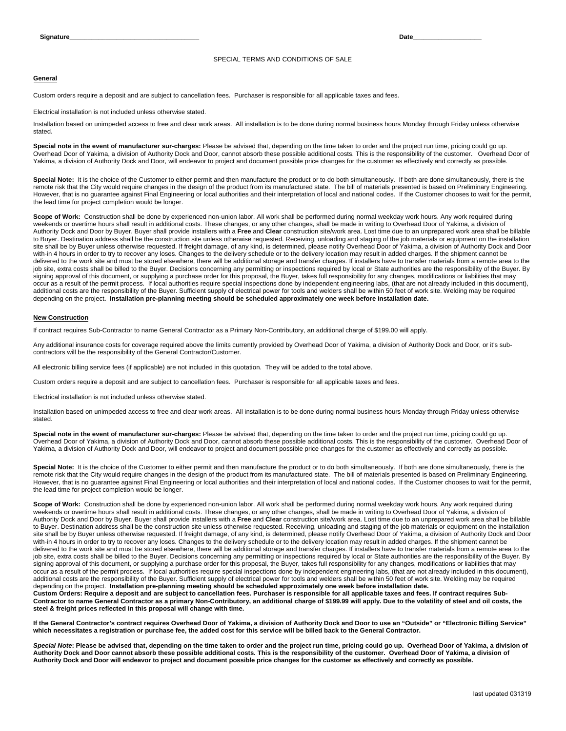**Signature**________________________________ **Date**__________________

SPECIAL TERMS AND CONDITIONS OF SALE

**General**

Custom orders require a deposit and are subject to cancellation fees. Purchaser is responsible for all applicable taxes and fees.

Electrical installation is not included unless otherwise stated.

Installation based on unimpeded access to free and clear work areas. All installation is to be done during normal business hours Monday through Friday unless otherwise stated.

**Special note in the event of manufacturer sur-charges:** Please be advised that, depending on the time taken to order and the project run time, pricing could go up. Overhead Door of Yakima, a division of Authority Dock and Door, cannot absorb these possible additional costs. This is the responsibility of the customer. Overhead Door of Yakima, a division of Authority Dock and Door, will endeavor to project and document possible price changes for the customer as effectively and correctly as possible.

**Special Note:** It is the choice of the Customer to either permit and then manufacture the product or to do both simultaneously. If both are done simultaneously, there is the remote risk that the City would require changes in the design of the product from its manufactured state. The bill of materials presented is based on Preliminary Engineering. However, that is no guarantee against Final Engineering or local authorities and their interpretation of local and national codes. If the Customer chooses to wait for the permit, the lead time for project completion would be longer.

**Scope of Work:** Construction shall be done by experienced non-union labor. All work shall be performed during normal weekday work hours. Any work required during weekends or overtime hours shall result in additional costs. These changes, or any other changes, shall be made in writing to Overhead Door of Yakima, a division of Authority Dock and Door by Buyer. Buyer shall provide installers with a **Free** and **Clear** construction site/work area. Lost time due to an unprepared work area shall be billable to Buyer. Destination address shall be the construction site unless otherwise requested. Receiving, unloading and staging of the job materials or equipment on the installation site shall be by Buyer unless otherwise requested. If freight damage, of any kind, is determined, please notify Overhead Door of Yakima, a division of Authority Dock and Door with-in 4 hours in order to try to recover any loses. Changes to the delivery schedule or to the delivery location may result in added charges. If the shipment cannot be delivered to the work site and must be stored elsewhere, there will be additional storage and transfer charges. If installers have to transfer materials from a remote area to the job site, extra costs shall be billed to the Buyer. Decisions concerning any permitting or inspections required by local or State authorities are the responsibility of the Buyer. By signing approval of this document, or supplying a purchase order for this proposal, the Buyer, takes full responsibility for any changes, modifications or liabilities that may occur as a result of the permit process. If local authorities require special inspections done by independent engineering labs, (that are not already included in this document), additional costs are the responsibility of the Buyer. Sufficient supply of electrical power for tools and welders shall be within 50 feet of work site. Welding may be required depending on the project**. Installation pre-planning meeting should be scheduled approximately one week before installation date.**

**New Construction**

If contract requires Sub-Contractor to name General Contractor as a Primary Non-Contributory, an additional charge of $199.00 will apply.

Any additional insurance costs for coverage required above the limits currently provided by Overhead Door of Yakima, a division of Authority Dock and Door, or it's sub-contractors will be the responsibility of the General Contractor/Customer.

All electronic billing service fees (if applicable) are not included in this quotation. They will be added to the total above.

Custom orders require a deposit and are subject to cancellation fees. Purchaser is responsible for all applicable taxes and fees.

Electrical installation is not included unless otherwise stated.

Installation based on unimpeded access to free and clear work areas. All installation is to be done during normal business hours Monday through Friday unless otherwise stated.

**Special note in the event of manufacturer sur-charges:** Please be advised that, depending on the time taken to order and the project run time, pricing could go up. Overhead Door of Yakima, a division of Authority Dock and Door, cannot absorb these possible additional costs. This is the responsibility of the customer. Overhead Door of Yakima, a division of Authority Dock and Door, will endeavor to project and document possible price changes for the customer as effectively and correctly as possible.

**Special Note:** It is the choice of the Customer to either permit and then manufacture the product or to do both simultaneously. If both are done simultaneously, there is the remote risk that the City would require changes in the design of the product from its manufactured state. The bill of materials presented is based on Preliminary Engineering. However, that is no guarantee against Final Engineering or local authorities and their interpretation of local and national codes. If the Customer chooses to wait for the permit, the lead time for project completion would be longer.

**Scope of Work:** Construction shall be done by experienced non-union labor. All work shall be performed during normal weekday work hours. Any work required during weekends or overtime hours shall result in additional costs. These changes, or any other changes, shall be made in writing to Overhead Door of Yakima, a division of Authority Dock and Door by Buyer. Buyer shall provide installers with a **Free** and **Clear** construction site/work area. Lost time due to an unprepared work area shall be billable to Buyer. Destination address shall be the construction site unless otherwise requested. Receiving, unloading and staging of the job materials or equipment on the installation site shall be by Buyer unless otherwise requested. If freight damage, of any kind, is determined, please notify Overhead Door of Yakima, a division of Authority Dock and Door with-in 4 hours in order to try to recover any loses. Changes to the delivery schedule or to the delivery location may result in added charges. If the shipment cannot be delivered to the work site and must be stored elsewhere, there will be additional storage and transfer charges. If installers have to transfer materials from a remote area to the job site, extra costs shall be billed to the Buyer. Decisions concerning any permitting or inspections required by local or State authorities are the responsibility of the Buyer. By signing approval of this document, or supplying a purchase order for this proposal, the Buyer, takes full responsibility for any changes, modifications or liabilities that may occur as a result of the permit process. If local authorities require special inspections done by independent engineering labs, (that are not already included in this document), additional costs are the responsibility of the Buyer. Sufficient supply of electrical power for tools and welders shall be within 50 feet of work site. Welding may be required depending on the project. **Installation pre-planning meeting should be scheduled approximately one week before installation date.**
**Custom Orders: Require a deposit and are subject to cancellation fees. Purchaser is responsible for all applicable taxes and fees. If contract requires Sub-Contractor to name General Contractor as a primary Non-Contributory, an additional charge of $199.99 will apply. Due to the volatility of steel and oil costs, the steel & freight prices reflected in this proposal will change with time.**

**If the General Contractor's contract requires Overhead Door of Yakima, a division of Authority Dock and Door to use an "Outside" or "Electronic Billing Service" which necessitates a registration or purchase fee, the added cost for this service will be billed back to the General Contractor.**

***Special Note*: Please be advised that, depending on the time taken to order and the project run time, pricing could go up. Overhead Door of Yakima, a division of Authority Dock and Door cannot absorb these possible additional costs. This is the responsibility of the customer. Overhead Door of Yakima, a division of Authority Dock and Door will endeavor to project and document possible price changes for the customer as effectively and correctly as possible.**

last updated 031319